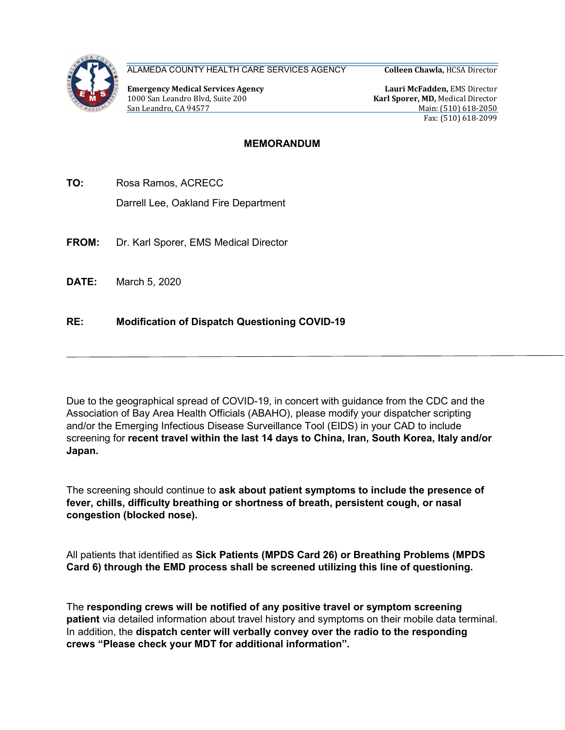ALAMEDA COUNTY HEALTH CARE SERVICES AGENCY

**Colleen Chawla,** HCSA Director

**Emergency Medical Services Agency**
1000 San Leandro Blvd, Suite 200
San Leandro, CA 94577

**Lauri McFadden,** EMS Director
**Karl Sporer, MD,** Medical Director
Main: (510) 618-2050
Fax: (510) 618-2099

## MEMORANDUM

**TO:** Rosa Ramos, ACRECC
Darrell Lee, Oakland Fire Department

**FROM:** Dr. Karl Sporer, EMS Medical Director

**DATE:** March 5, 2020

**RE:** **Modification of Dispatch Questioning COVID-19**

---

Due to the geographical spread of COVID-19, in concert with guidance from the CDC and the Association of Bay Area Health Officials (ABAHO), please modify your dispatcher scripting and/or the Emerging Infectious Disease Surveillance Tool (EIDS) in your CAD to include screening for **recent travel within the last 14 days to China, Iran, South Korea, Italy and/or Japan.**

The screening should continue to **ask about patient symptoms to include the presence of fever, chills, difficulty breathing or shortness of breath, persistent cough, or nasal congestion (blocked nose).**

All patients that identified as **Sick Patients (MPDS Card 26) or Breathing Problems (MPDS Card 6) through the EMD process shall be screened utilizing this line of questioning.**

The **responding crews will be notified of any positive travel or symptom screening patient** via detailed information about travel history and symptoms on their mobile data terminal. In addition, the **dispatch center will verbally convey over the radio to the responding crews "Please check your MDT for additional information".**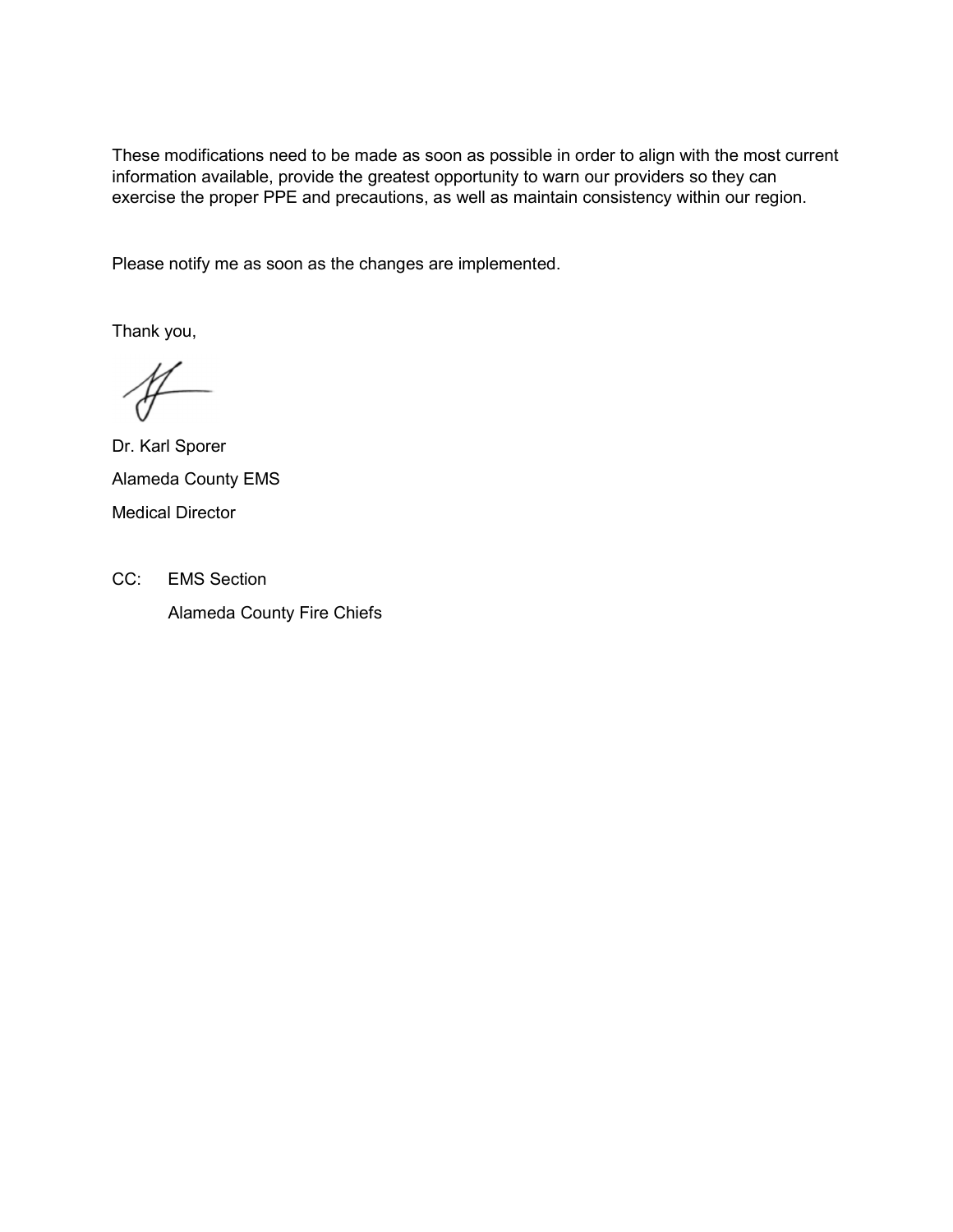These modifications need to be made as soon as possible in order to align with the most current information available, provide the greatest opportunity to warn our providers so they can exercise the proper PPE and precautions, as well as maintain consistency within our region.

Please notify me as soon as the changes are implemented.

Thank you,

Dr. Karl Sporer
Alameda County EMS
Medical Director

CC: EMS Section
Alameda County Fire Chiefs